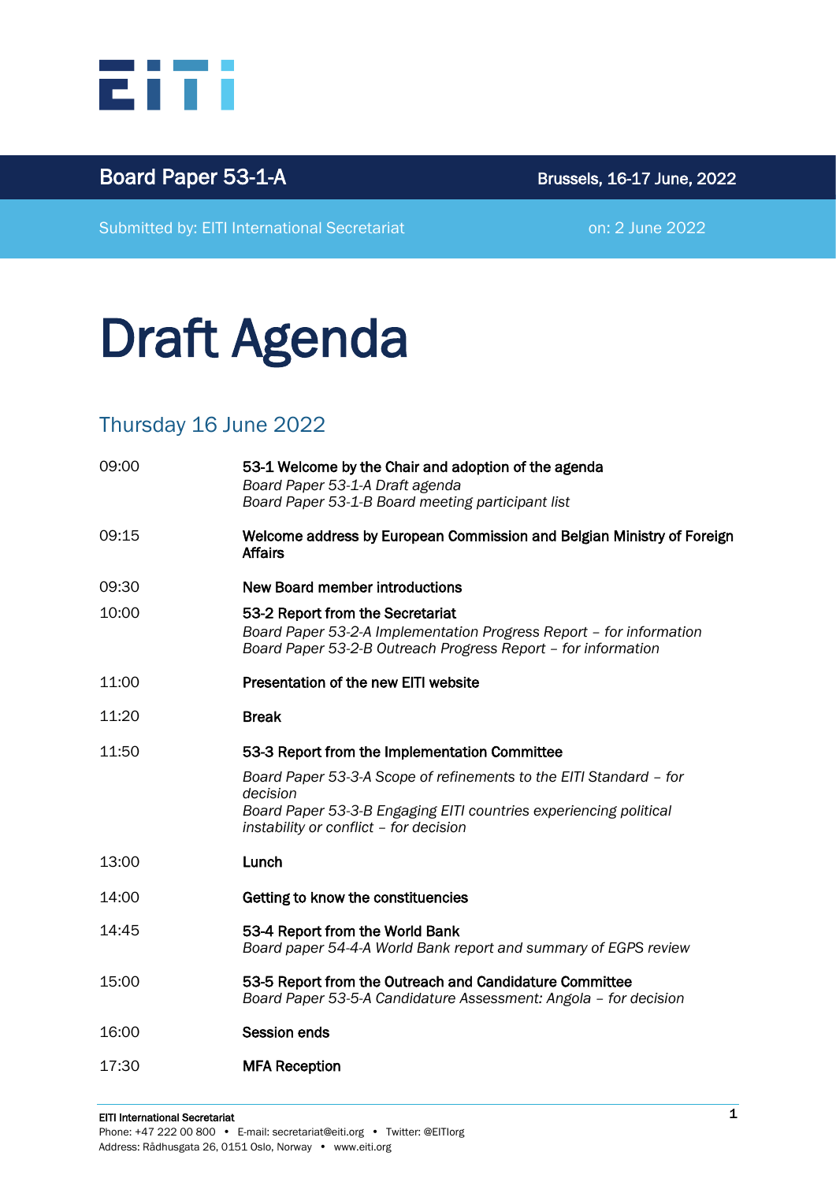**Board Paper 53-1-A** | **Brussels, 16-17 June, 2022**

Submitted by: EITI International Secretariat | on: 2 June 2022

# Draft Agenda

## Thursday 16 June 2022

| | |
|---|---|
| 09:00 | **53-1 Welcome by the Chair and adoption of the agenda**<br>*Board Paper 53-1-A Draft agenda*<br>*Board Paper 53-1-B Board meeting participant list* |
| 09:15 | **Welcome address by European Commission and Belgian Ministry of Foreign Affairs** |
| 09:30 | **New Board member introductions** |
| 10:00 | **53-2 Report from the Secretariat**<br>*Board Paper 53-2-A Implementation Progress Report – for information*<br>*Board Paper 53-2-B Outreach Progress Report – for information* |
| 11:00 | **Presentation of the new EITI website** |
| 11:20 | **Break** |
| 11:50 | **53-3 Report from the Implementation Committee**<br>*Board Paper 53-3-A Scope of refinements to the EITI Standard – for decision*<br>*Board Paper 53-3-B Engaging EITI countries experiencing political instability or conflict – for decision* |
| 13:00 | **Lunch** |
| 14:00 | **Getting to know the constituencies** |
| 14:45 | **53-4 Report from the World Bank**<br>*Board paper 54-4-A World Bank report and summary of EGPS review* |
| 15:00 | **53-5 Report from the Outreach and Candidature Committee**<br>*Board Paper 53-5-A Candidature Assessment: Angola – for decision* |
| 16:00 | **Session ends** |
| 17:30 | **MFA Reception** |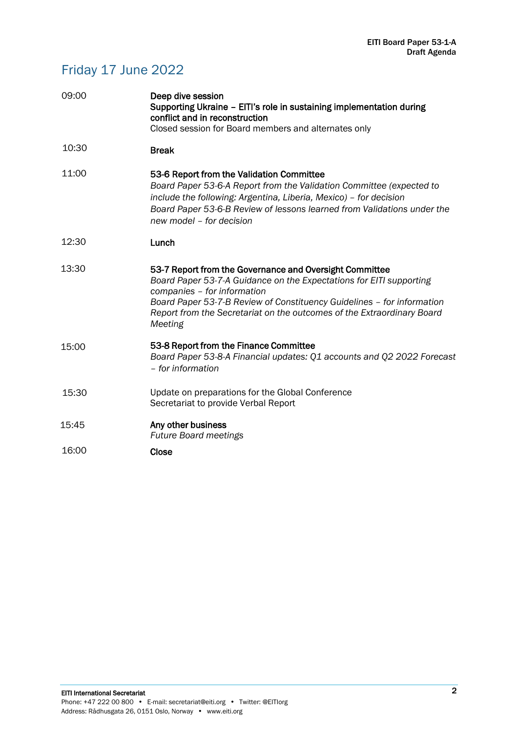## Friday 17 June 2022

| | |
|---|---|
| 09:00 | **Deep dive session**<br>**Supporting Ukraine – EITI's role in sustaining implementation during conflict and in reconstruction**<br>Closed session for Board members and alternates only |
| 10:30 | **Break** |
| 11:00 | **53-6 Report from the Validation Committee**<br>*Board Paper 53-6-A Report from the Validation Committee (expected to include the following: Argentina, Liberia, Mexico) – for decision*<br>*Board Paper 53-6-B Review of lessons learned from Validations under the new model – for decision* |
| 12:30 | **Lunch** |
| 13:30 | **53-7 Report from the Governance and Oversight Committee**<br>*Board Paper 53-7-A Guidance on the Expectations for EITI supporting companies – for information*<br>*Board Paper 53-7-B Review of Constituency Guidelines – for information*<br>*Report from the Secretariat on the outcomes of the Extraordinary Board Meeting* |
| 15:00 | **53-8 Report from the Finance Committee**<br>*Board Paper 53-8-A Financial updates: Q1 accounts and Q2 2022 Forecast – for information* |
| 15:30 | Update on preparations for the Global Conference<br>Secretariat to provide Verbal Report |
| 15:45 | **Any other business**<br>*Future Board meetings* |
| 16:00 | **Close** |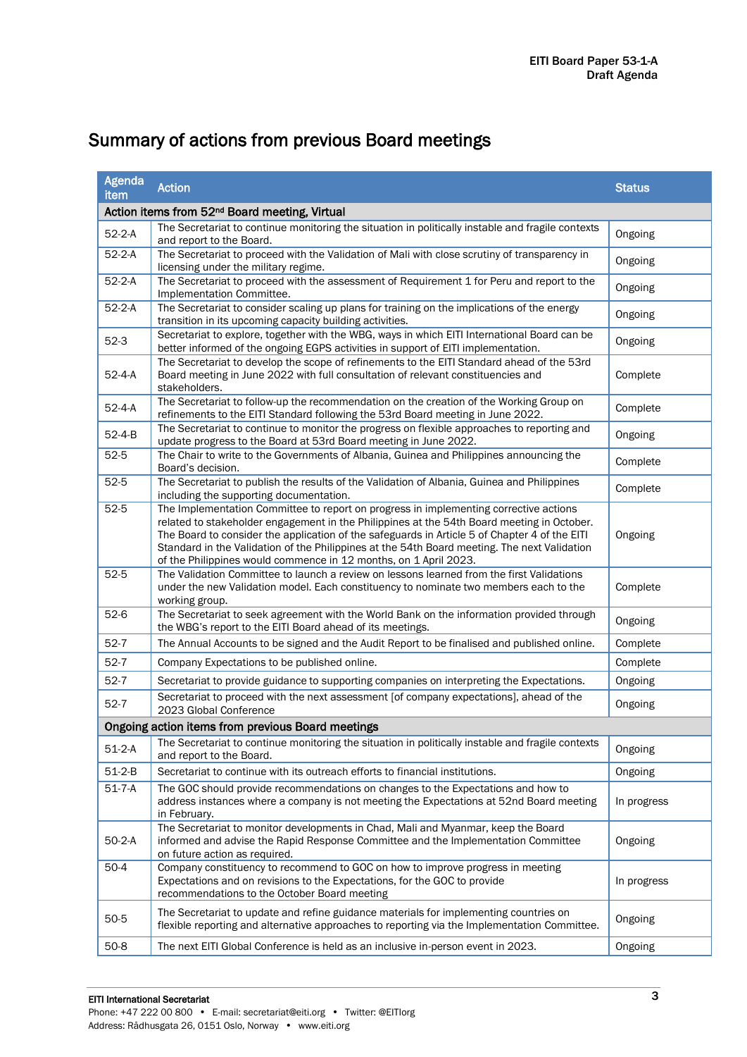## Summary of actions from previous Board meetings

| Agenda item | Action | Status |
|---|---|---|
| **Action items from 52nd Board meeting, Virtual** | | |
| 52-2-A | The Secretariat to continue monitoring the situation in politically instable and fragile contexts and report to the Board. | Ongoing |
| 52-2-A | The Secretariat to proceed with the Validation of Mali with close scrutiny of transparency in licensing under the military regime. | Ongoing |
| 52-2-A | The Secretariat to proceed with the assessment of Requirement 1 for Peru and report to the Implementation Committee. | Ongoing |
| 52-2-A | The Secretariat to consider scaling up plans for training on the implications of the energy transition in its upcoming capacity building activities. | Ongoing |
| 52-3 | Secretariat to explore, together with the WBG, ways in which EITI International Board can be better informed of the ongoing EGPS activities in support of EITI implementation. | Ongoing |
| 52-4-A | The Secretariat to develop the scope of refinements to the EITI Standard ahead of the 53rd Board meeting in June 2022 with full consultation of relevant constituencies and stakeholders. | Complete |
| 52-4-A | The Secretariat to follow-up the recommendation on the creation of the Working Group on refinements to the EITI Standard following the 53rd Board meeting in June 2022. | Complete |
| 52-4-B | The Secretariat to continue to monitor the progress on flexible approaches to reporting and update progress to the Board at 53rd Board meeting in June 2022. | Ongoing |
| 52-5 | The Chair to write to the Governments of Albania, Guinea and Philippines announcing the Board's decision. | Complete |
| 52-5 | The Secretariat to publish the results of the Validation of Albania, Guinea and Philippines including the supporting documentation. | Complete |
| 52-5 | The Implementation Committee to report on progress in implementing corrective actions related to stakeholder engagement in the Philippines at the 54th Board meeting in October. The Board to consider the application of the safeguards in Article 5 of Chapter 4 of the EITI Standard in the Validation of the Philippines at the 54th Board meeting. The next Validation of the Philippines would commence in 12 months, on 1 April 2023. | Ongoing |
| 52-5 | The Validation Committee to launch a review on lessons learned from the first Validations under the new Validation model. Each constituency to nominate two members each to the working group. | Complete |
| 52-6 | The Secretariat to seek agreement with the World Bank on the information provided through the WBG's report to the EITI Board ahead of its meetings. | Ongoing |
| 52-7 | The Annual Accounts to be signed and the Audit Report to be finalised and published online. | Complete |
| 52-7 | Company Expectations to be published online. | Complete |
| 52-7 | Secretariat to provide guidance to supporting companies on interpreting the Expectations. | Ongoing |
| 52-7 | Secretariat to proceed with the next assessment [of company expectations], ahead of the 2023 Global Conference | Ongoing |
| **Ongoing action items from previous Board meetings** | | |
| 51-2-A | The Secretariat to continue monitoring the situation in politically instable and fragile contexts and report to the Board. | Ongoing |
| 51-2-B | Secretariat to continue with its outreach efforts to financial institutions. | Ongoing |
| 51-7-A | The GOC should provide recommendations on changes to the Expectations and how to address instances where a company is not meeting the Expectations at 52nd Board meeting in February. | In progress |
| 50-2-A | The Secretariat to monitor developments in Chad, Mali and Myanmar, keep the Board informed and advise the Rapid Response Committee and the Implementation Committee on future action as required. | Ongoing |
| 50-4 | Company constituency to recommend to GOC on how to improve progress in meeting Expectations and on revisions to the Expectations, for the GOC to provide recommendations to the October Board meeting | In progress |
| 50-5 | The Secretariat to update and refine guidance materials for implementing countries on flexible reporting and alternative approaches to reporting via the Implementation Committee. | Ongoing |
| 50-8 | The next EITI Global Conference is held as an inclusive in-person event in 2023. | Ongoing |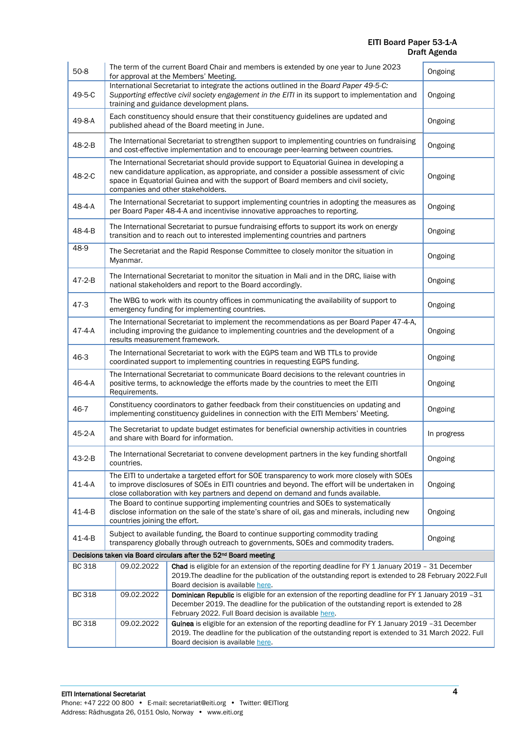| | | |
|---|---|---|
| 50-8 | The term of the current Board Chair and members is extended by one year to June 2023 for approval at the Members' Meeting. | Ongoing |
| 49-5-C | International Secretariat to integrate the actions outlined in the *Board Paper 49-5-C: Supporting effective civil society engagement in the EITI* in its support to implementation and training and guidance development plans. | Ongoing |
| 49-8-A | Each constituency should ensure that their constituency guidelines are updated and published ahead of the Board meeting in June. | Ongoing |
| 48-2-B | The International Secretariat to strengthen support to implementing countries on fundraising and cost-effective implementation and to encourage peer-learning between countries. | Ongoing |
| 48-2-C | The International Secretariat should provide support to Equatorial Guinea in developing a new candidature application, as appropriate, and consider a possible assessment of civic space in Equatorial Guinea and with the support of Board members and civil society, companies and other stakeholders. | Ongoing |
| 48-4-A | The International Secretariat to support implementing countries in adopting the measures as per Board Paper 48-4-A and incentivise innovative approaches to reporting. | Ongoing |
| 48-4-B | The International Secretariat to pursue fundraising efforts to support its work on energy transition and to reach out to interested implementing countries and partners | Ongoing |
| 48-9 | The Secretariat and the Rapid Response Committee to closely monitor the situation in Myanmar. | Ongoing |
| 47-2-B | The International Secretariat to monitor the situation in Mali and in the DRC, liaise with national stakeholders and report to the Board accordingly. | Ongoing |
| 47-3 | The WBG to work with its country offices in communicating the availability of support to emergency funding for implementing countries. | Ongoing |
| 47-4-A | The International Secretariat to implement the recommendations as per Board Paper 47-4-A, including improving the guidance to implementing countries and the development of a results measurement framework. | Ongoing |
| 46-3 | The International Secretariat to work with the EGPS team and WB TTLs to provide coordinated support to implementing countries in requesting EGPS funding. | Ongoing |
| 46-4-A | The International Secretariat to communicate Board decisions to the relevant countries in positive terms, to acknowledge the efforts made by the countries to meet the EITI Requirements. | Ongoing |
| 46-7 | Constituency coordinators to gather feedback from their constituencies on updating and implementing constituency guidelines in connection with the EITI Members' Meeting. | Ongoing |
| 45-2-A | The Secretariat to update budget estimates for beneficial ownership activities in countries and share with Board for information. | In progress |
| 43-2-B | The International Secretariat to convene development partners in the key funding shortfall countries. | Ongoing |
| 41-4-A | The EITI to undertake a targeted effort for SOE transparency to work more closely with SOEs to improve disclosures of SOEs in EITI countries and beyond. The effort will be undertaken in close collaboration with key partners and depend on demand and funds available. | Ongoing |
| 41-4-B | The Board to continue supporting implementing countries and SOEs to systematically disclose information on the sale of the state's share of oil, gas and minerals, including new countries joining the effort. | Ongoing |
| 41-4-B | Subject to available funding, the Board to continue supporting commodity trading transparency globally through outreach to governments, SOEs and commodity traders. | Ongoing |

**Decisions taken via Board circulars after the 52nd Board meeting**

| | | |
|---|---|---|
| BC 318 | 09.02.2022 | **Chad** is eligible for an extension of the reporting deadline for FY 1 January 2019 – 31 December 2019.The deadline for the publication of the outstanding report is extended to 28 February 2022.Full Board decision is available here. |
| BC 318 | 09.02.2022 | **Dominican Republic** is eligible for an extension of the reporting deadline for FY 1 January 2019 –31 December 2019. The deadline for the publication of the outstanding report is extended to 28 February 2022. Full Board decision is available here. |
| BC 318 | 09.02.2022 | **Guinea** is eligible for an extension of the reporting deadline for FY 1 January 2019 –31 December 2019. The deadline for the publication of the outstanding report is extended to 31 March 2022. Full Board decision is available here. |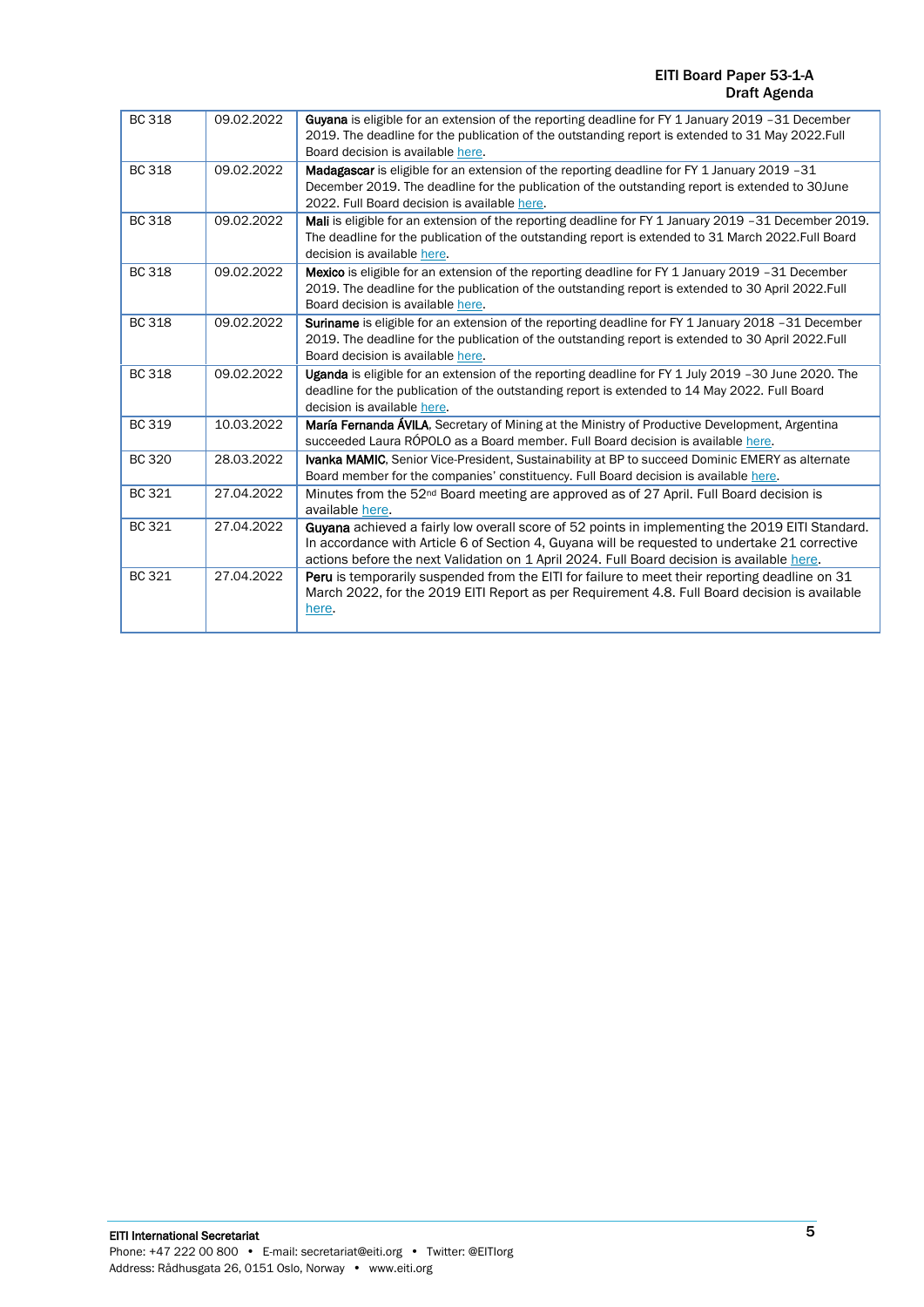| | | |
|---|---|---|
| BC 318 | 09.02.2022 | **Guyana** is eligible for an extension of the reporting deadline for FY 1 January 2019 –31 December 2019. The deadline for the publication of the outstanding report is extended to 31 May 2022.Full Board decision is available here. |
| BC 318 | 09.02.2022 | **Madagascar** is eligible for an extension of the reporting deadline for FY 1 January 2019 –31 December 2019. The deadline for the publication of the outstanding report is extended to 30June 2022. Full Board decision is available here. |
| BC 318 | 09.02.2022 | **Mali** is eligible for an extension of the reporting deadline for FY 1 January 2019 –31 December 2019. The deadline for the publication of the outstanding report is extended to 31 March 2022.Full Board decision is available here. |
| BC 318 | 09.02.2022 | **Mexico** is eligible for an extension of the reporting deadline for FY 1 January 2019 –31 December 2019. The deadline for the publication of the outstanding report is extended to 30 April 2022.Full Board decision is available here. |
| BC 318 | 09.02.2022 | **Suriname** is eligible for an extension of the reporting deadline for FY 1 January 2018 –31 December 2019. The deadline for the publication of the outstanding report is extended to 30 April 2022.Full Board decision is available here. |
| BC 318 | 09.02.2022 | **Uganda** is eligible for an extension of the reporting deadline for FY 1 July 2019 –30 June 2020. The deadline for the publication of the outstanding report is extended to 14 May 2022. Full Board decision is available here. |
| BC 319 | 10.03.2022 | **María Fernanda ÁVILA**, Secretary of Mining at the Ministry of Productive Development, Argentina succeeded Laura RÓPOLO as a Board member. Full Board decision is available here. |
| BC 320 | 28.03.2022 | **Ivanka MAMIC**, Senior Vice-President, Sustainability at BP to succeed Dominic EMERY as alternate Board member for the companies' constituency. Full Board decision is available here. |
| BC 321 | 27.04.2022 | Minutes from the 52nd Board meeting are approved as of 27 April. Full Board decision is available here. |
| BC 321 | 27.04.2022 | **Guyana** achieved a fairly low overall score of 52 points in implementing the 2019 EITI Standard. In accordance with Article 6 of Section 4, Guyana will be requested to undertake 21 corrective actions before the next Validation on 1 April 2024. Full Board decision is available here. |
| BC 321 | 27.04.2022 | **Peru** is temporarily suspended from the EITI for failure to meet their reporting deadline on 31 March 2022, for the 2019 EITI Report as per Requirement 4.8. Full Board decision is available here. |